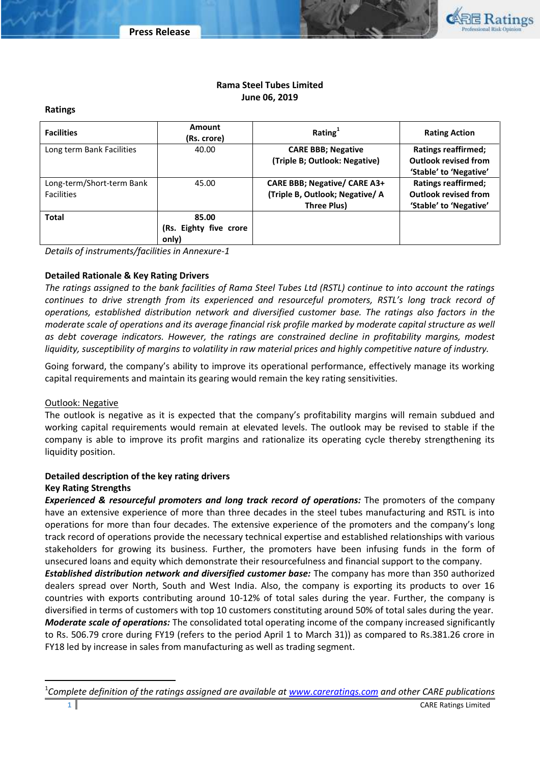# Rama Steel Tubes Limited

**June 06, 2019**

## Ratings

| Facilities | Amount (Rs. crore) | Rating[1] | Rating Action |
|---|---|---|---|
| Long term Bank Facilities | 40.00 | **CARE BBB; Negative (Triple B; Outlook: Negative)** | **Ratings reaffirmed; Outlook revised from 'Stable' to 'Negative'** |
| Long-term/Short-term Bank Facilities | 45.00 | **CARE BBB; Negative/ CARE A3+ (Triple B, Outlook; Negative/ A Three Plus)** | **Ratings reaffirmed; Outlook revised from 'Stable' to 'Negative'** |
| **Total** | **85.00 (Rs. Eighty five crore only)** | | |

*Details of instruments/facilities in Annexure-1*

### Detailed Rationale & Key Rating Drivers

*The ratings assigned to the bank facilities of Rama Steel Tubes Ltd (RSTL) continue to into account the ratings continues to drive strength from its experienced and resourceful promoters, RSTL's long track record of operations, established distribution network and diversified customer base. The ratings also factors in the moderate scale of operations and its average financial risk profile marked by moderate capital structure as well as debt coverage indicators. However, the ratings are constrained decline in profitability margins, modest liquidity, susceptibility of margins to volatility in raw material prices and highly competitive nature of industry.*

Going forward, the company's ability to improve its operational performance, effectively manage its working capital requirements and maintain its gearing would remain the key rating sensitivities.

Outlook: Negative

The outlook is negative as it is expected that the company's profitability margins will remain subdued and working capital requirements would remain at elevated levels. The outlook may be revised to stable if the company is able to improve its profit margins and rationalize its operating cycle thereby strengthening its liquidity position.

### Detailed description of the key rating drivers

#### Key Rating Strengths

***Experienced & resourceful promoters and long track record of operations:*** The promoters of the company have an extensive experience of more than three decades in the steel tubes manufacturing and RSTL is into operations for more than four decades. The extensive experience of the promoters and the company's long track record of operations provide the necessary technical expertise and established relationships with various stakeholders for growing its business. Further, the promoters have been infusing funds in the form of unsecured loans and equity which demonstrate their resourcefulness and financial support to the company.

***Established distribution network and diversified customer base:*** The company has more than 350 authorized dealers spread over North, South and West India. Also, the company is exporting its products to over 16 countries with exports contributing around 10-12% of total sales during the year. Further, the company is diversified in terms of customers with top 10 customers constituting around 50% of total sales during the year.

***Moderate scale of operations:*** The consolidated total operating income of the company increased significantly to Rs. 506.79 crore during FY19 (refers to the period April 1 to March 31)) as compared to Rs.381.26 crore in FY18 led by increase in sales from manufacturing as well as trading segment.

[1]*Complete definition of the ratings assigned are available at www.careratings.com and other CARE publications*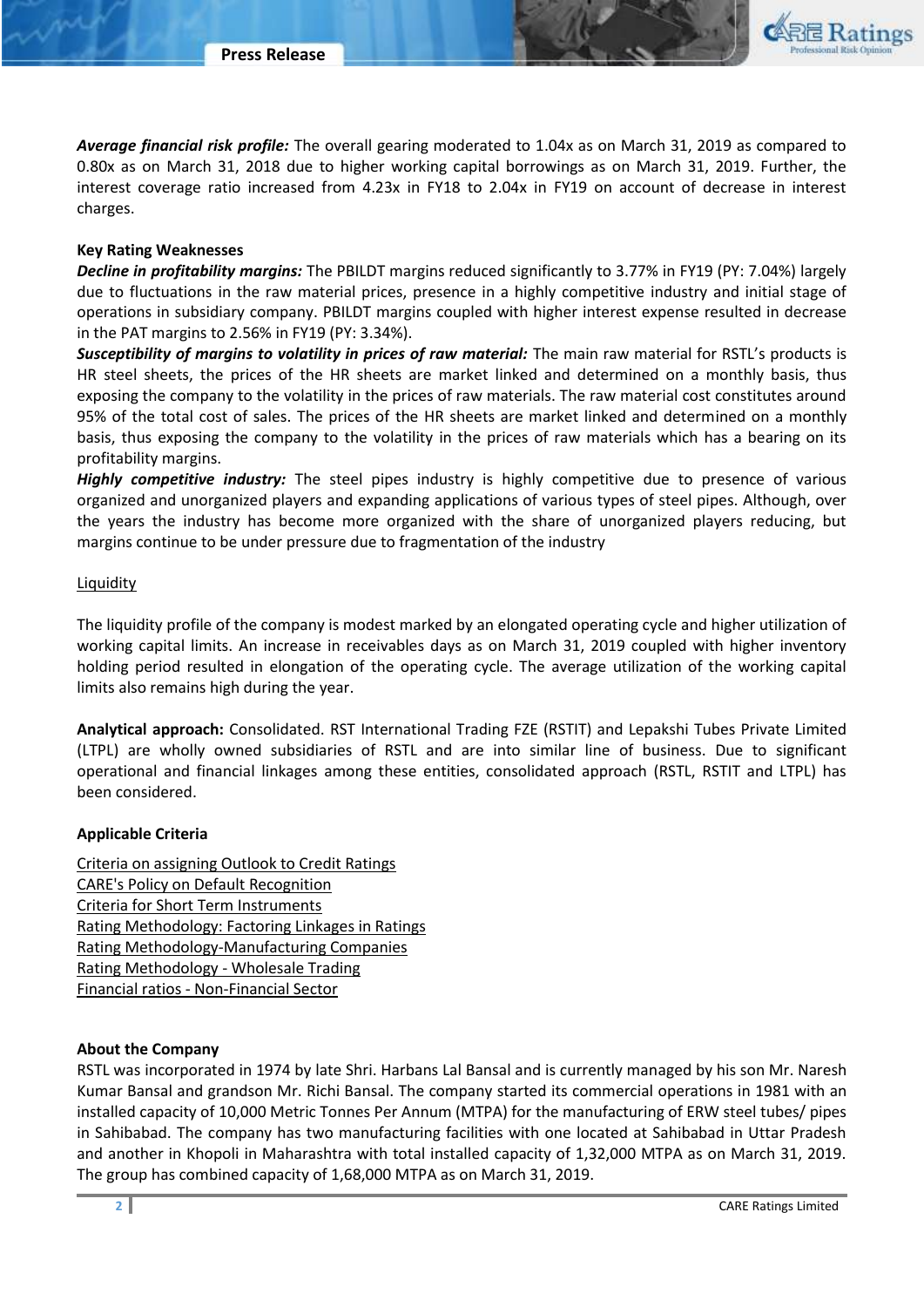***Average financial risk profile:*** The overall gearing moderated to 1.04x as on March 31, 2019 as compared to 0.80x as on March 31, 2018 due to higher working capital borrowings as on March 31, 2019. Further, the interest coverage ratio increased from 4.23x in FY18 to 2.04x in FY19 on account of decrease in interest charges.

**Key Rating Weaknesses**

***Decline in profitability margins:*** The PBILDT margins reduced significantly to 3.77% in FY19 (PY: 7.04%) largely due to fluctuations in the raw material prices, presence in a highly competitive industry and initial stage of operations in subsidiary company. PBILDT margins coupled with higher interest expense resulted in decrease in the PAT margins to 2.56% in FY19 (PY: 3.34%).

***Susceptibility of margins to volatility in prices of raw material:*** The main raw material for RSTL's products is HR steel sheets, the prices of the HR sheets are market linked and determined on a monthly basis, thus exposing the company to the volatility in the prices of raw materials. The raw material cost constitutes around 95% of the total cost of sales. The prices of the HR sheets are market linked and determined on a monthly basis, thus exposing the company to the volatility in the prices of raw materials which has a bearing on its profitability margins.

***Highly competitive industry:*** The steel pipes industry is highly competitive due to presence of various organized and unorganized players and expanding applications of various types of steel pipes. Although, over the years the industry has become more organized with the share of unorganized players reducing, but margins continue to be under pressure due to fragmentation of the industry

Liquidity

The liquidity profile of the company is modest marked by an elongated operating cycle and higher utilization of working capital limits. An increase in receivables days as on March 31, 2019 coupled with higher inventory holding period resulted in elongation of the operating cycle. The average utilization of the working capital limits also remains high during the year.

**Analytical approach:** Consolidated. RST International Trading FZE (RSTIT) and Lepakshi Tubes Private Limited (LTPL) are wholly owned subsidiaries of RSTL and are into similar line of business. Due to significant operational and financial linkages among these entities, consolidated approach (RSTL, RSTIT and LTPL) has been considered.

**Applicable Criteria**

Criteria on assigning Outlook to Credit Ratings
CARE's Policy on Default Recognition
Criteria for Short Term Instruments
Rating Methodology: Factoring Linkages in Ratings
Rating Methodology-Manufacturing Companies
Rating Methodology - Wholesale Trading
Financial ratios - Non-Financial Sector

**About the Company**

RSTL was incorporated in 1974 by late Shri. Harbans Lal Bansal and is currently managed by his son Mr. Naresh Kumar Bansal and grandson Mr. Richi Bansal. The company started its commercial operations in 1981 with an installed capacity of 10,000 Metric Tonnes Per Annum (MTPA) for the manufacturing of ERW steel tubes/ pipes in Sahibabad. The company has two manufacturing facilities with one located at Sahibabad in Uttar Pradesh and another in Khopoli in Maharashtra with total installed capacity of 1,32,000 MTPA as on March 31, 2019. The group has combined capacity of 1,68,000 MTPA as on March 31, 2019.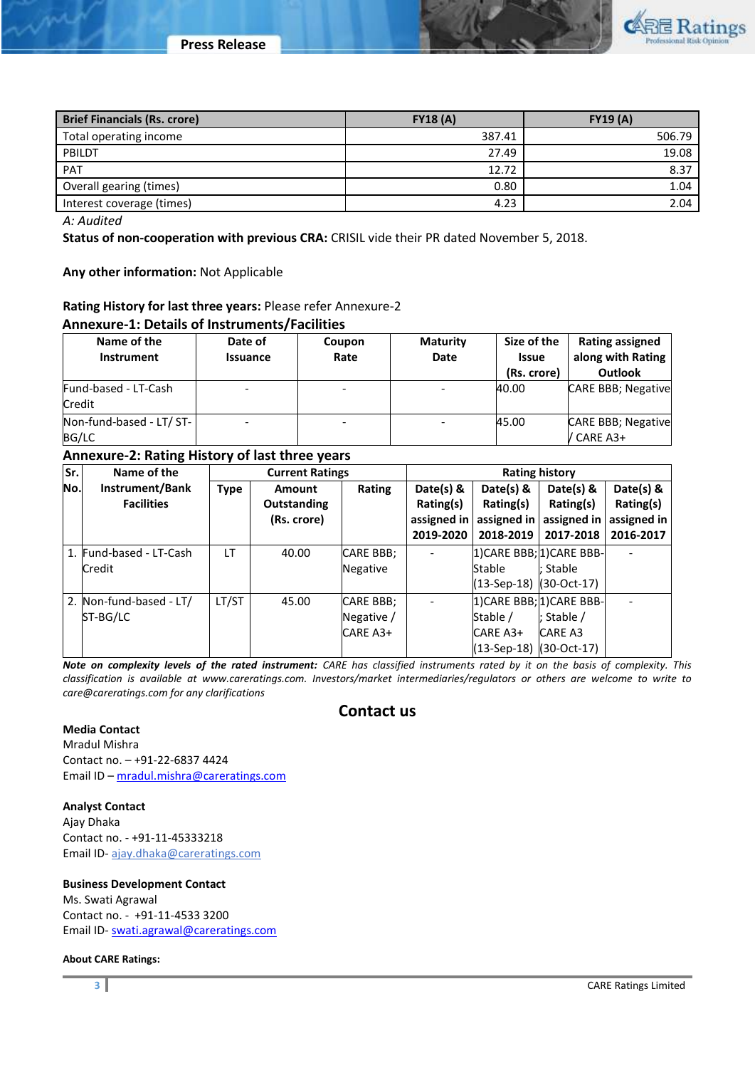| Brief Financials (Rs. crore) | FY18 (A) | FY19 (A) |
|---|---|---|
| Total operating income | 387.41 | 506.79 |
| PBILDT | 27.49 | 19.08 |
| PAT | 12.72 | 8.37 |
| Overall gearing (times) | 0.80 | 1.04 |
| Interest coverage (times) | 4.23 | 2.04 |

*A: Audited*

**Status of non-cooperation with previous CRA:** CRISIL vide their PR dated November 5, 2018.

**Any other information:** Not Applicable

**Rating History for last three years:** Please refer Annexure-2

## Annexure-1: Details of Instruments/Facilities

| Name of the Instrument | Date of Issuance | Coupon Rate | Maturity Date | Size of the Issue (Rs. crore) | Rating assigned along with Rating Outlook |
|---|---|---|---|---|---|
| Fund-based - LT-Cash Credit | - | - | - | 40.00 | CARE BBB; Negative |
| Non-fund-based - LT/ ST-BG/LC | - | - | - | 45.00 | CARE BBB; Negative / CARE A3+ |

## Annexure-2: Rating History of last three years

| Sr. No. | Name of the Instrument/Bank Facilities | Current Ratings | | | Rating history | | | |
|---|---|---|---|---|---|---|---|---|
| | | Type | Amount Outstanding (Rs. crore) | Rating | Date(s) & Rating(s) assigned in 2019-2020 | Date(s) & Rating(s) assigned in 2018-2019 | Date(s) & Rating(s) assigned in 2017-2018 | Date(s) & Rating(s) assigned in 2016-2017 |
| 1. | Fund-based - LT-Cash Credit | LT | 40.00 | CARE BBB; Negative | - | 1)CARE BBB; Stable (13-Sep-18) | 1)CARE BBB-; Stable (30-Oct-17) | - |
| 2. | Non-fund-based - LT/ ST-BG/LC | LT/ST | 45.00 | CARE BBB; Negative / CARE A3+ | - | 1)CARE BBB; Stable / CARE A3+ (13-Sep-18) | 1)CARE BBB-; Stable / CARE A3 (30-Oct-17) | - |

***Note on complexity levels of the rated instrument:*** *CARE has classified instruments rated by it on the basis of complexity. This classification is available at www.careratings.com. Investors/market intermediaries/regulators or others are welcome to write to care@careratings.com for any clarifications*

## Contact us

**Media Contact**
Mradul Mishra
Contact no. – +91-22-6837 4424
Email ID – mradul.mishra@careratings.com

**Analyst Contact**
Ajay Dhaka
Contact no. - +91-11-45333218
Email ID- ajay.dhaka@careratings.com

**Business Development Contact**
Ms. Swati Agrawal
Contact no. - +91-11-4533 3200
Email ID- swati.agrawal@careratings.com

**About CARE Ratings:**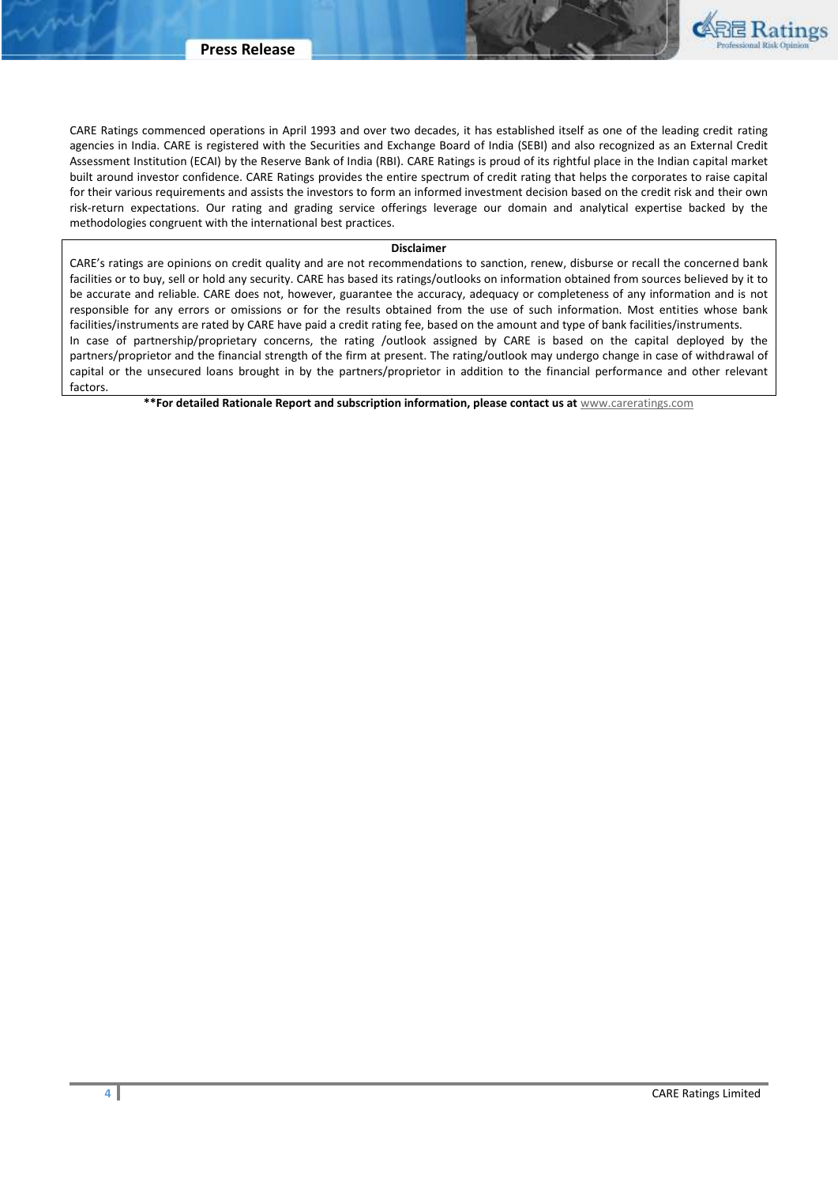CARE Ratings commenced operations in April 1993 and over two decades, it has established itself as one of the leading credit rating agencies in India. CARE is registered with the Securities and Exchange Board of India (SEBI) and also recognized as an External Credit Assessment Institution (ECAI) by the Reserve Bank of India (RBI). CARE Ratings is proud of its rightful place in the Indian capital market built around investor confidence. CARE Ratings provides the entire spectrum of credit rating that helps the corporates to raise capital for their various requirements and assists the investors to form an informed investment decision based on the credit risk and their own risk-return expectations. Our rating and grading service offerings leverage our domain and analytical expertise backed by the methodologies congruent with the international best practices.

**Disclaimer**

CARE's ratings are opinions on credit quality and are not recommendations to sanction, renew, disburse or recall the concerned bank facilities or to buy, sell or hold any security. CARE has based its ratings/outlooks on information obtained from sources believed by it to be accurate and reliable. CARE does not, however, guarantee the accuracy, adequacy or completeness of any information and is not responsible for any errors or omissions or for the results obtained from the use of such information. Most entities whose bank facilities/instruments are rated by CARE have paid a credit rating fee, based on the amount and type of bank facilities/instruments.

In case of partnership/proprietary concerns, the rating /outlook assigned by CARE is based on the capital deployed by the partners/proprietor and the financial strength of the firm at present. The rating/outlook may undergo change in case of withdrawal of capital or the unsecured loans brought in by the partners/proprietor in addition to the financial performance and other relevant factors.

**\*\*For detailed Rationale Report and subscription information, please contact us at** www.careratings.com